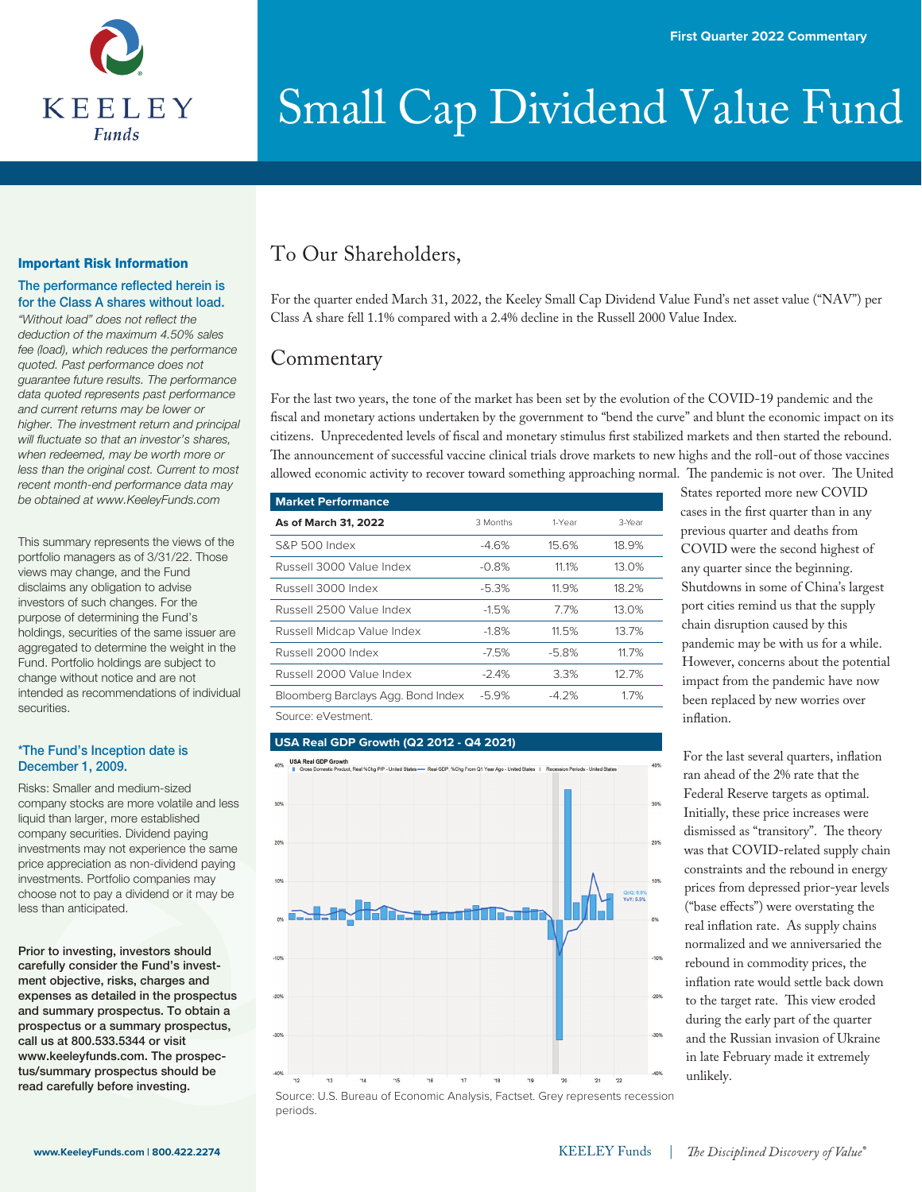First Quarter 2022 Commentary

# Small Cap Dividend Value Fund

### Important Risk Information

**The performance reflected herein is for the Class A shares without load.**

*"Without load" does not reflect the deduction of the maximum 4.50% sales fee (load), which reduces the performance quoted. Past performance does not guarantee future results. The performance data quoted represents past performance and current returns may be lower or higher. The investment return and principal will fluctuate so that an investor's shares, when redeemed, may be worth more or less than the original cost. Current to most recent month-end performance data may be obtained at www.KeeleyFunds.com*

This summary represents the views of the portfolio managers as of 3/31/22. Those views may change, and the Fund disclaims any obligation to advise investors of such changes. For the purpose of determining the Fund's holdings, securities of the same issuer are aggregated to determine the weight in the Fund. Portfolio holdings are subject to change without notice and are not intended as recommendations of individual securities.

**\*The Fund's Inception date is December 1, 2009.**

Risks: Smaller and medium-sized company stocks are more volatile and less liquid than larger, more established company securities. Dividend paying investments may not experience the same price appreciation as non-dividend paying investments. Portfolio companies may choose not to pay a dividend or it may be less than anticipated.

**Prior to investing, investors should carefully consider the Fund's investment objective, risks, charges and expenses as detailed in the prospectus and summary prospectus. To obtain a prospectus or a summary prospectus, call us at 800.533.5344 or visit www.keeleyfunds.com. The prospectus/summary prospectus should be read carefully before investing.**

## To Our Shareholders,

For the quarter ended March 31, 2022, the Keeley Small Cap Dividend Value Fund's net asset value ("NAV") per Class A share fell 1.1% compared with a 2.4% decline in the Russell 2000 Value Index.

## Commentary

For the last two years, the tone of the market has been set by the evolution of the COVID-19 pandemic and the fiscal and monetary actions undertaken by the government to "bend the curve" and blunt the economic impact on its citizens. Unprecedented levels of fiscal and monetary stimulus first stabilized markets and then started the rebound. The announcement of successful vaccine clinical trials drove markets to new highs and the roll-out of those vaccines allowed economic activity to recover toward something approaching normal. The pandemic is not over. The United States reported more new COVID cases in the first quarter than in any previous quarter and deaths from COVID were the second highest of any quarter since the beginning. Shutdowns in some of China's largest port cities remind us that the supply chain disruption caused by this pandemic may be with us for a while. However, concerns about the potential impact from the pandemic have now been replaced by new worries over inflation.

**Market Performance**

| As of March 31, 2022 | 3 Months | 1-Year | 3-Year |
|---|---|---|---|
| S&P 500 Index | -4.6% | 15.6% | 18.9% |
| Russell 3000 Value Index | -0.8% | 11.1% | 13.0% |
| Russell 3000 Index | -5.3% | 11.9% | 18.2% |
| Russell 2500 Value Index | -1.5% | 7.7% | 13.0% |
| Russell Midcap Value Index | -1.8% | 11.5% | 13.7% |
| Russell 2000 Index | -7.5% | -5.8% | 11.7% |
| Russell 2000 Value Index | -2.4% | 3.3% | 12.7% |
| Bloomberg Barclays Agg. Bond Index | -5.9% | -4.2% | 1.7% |

Source: eVestment.

**USA Real GDP Growth (Q2 2012 - Q4 2021)**

Source: U.S. Bureau of Economic Analysis, Factset. Grey represents recession periods.

For the last several quarters, inflation ran ahead of the 2% rate that the Federal Reserve targets as optimal. Initially, these price increases were dismissed as "transitory". The theory was that COVID-related supply chain constraints and the rebound in energy prices from depressed prior-year levels ("base effects") were overstating the real inflation rate. As supply chains normalized and we anniversaried the rebound in commodity prices, the inflation rate would settle back down to the target rate. This view eroded during the early part of the quarter and the Russian invasion of Ukraine in late February made it extremely unlikely.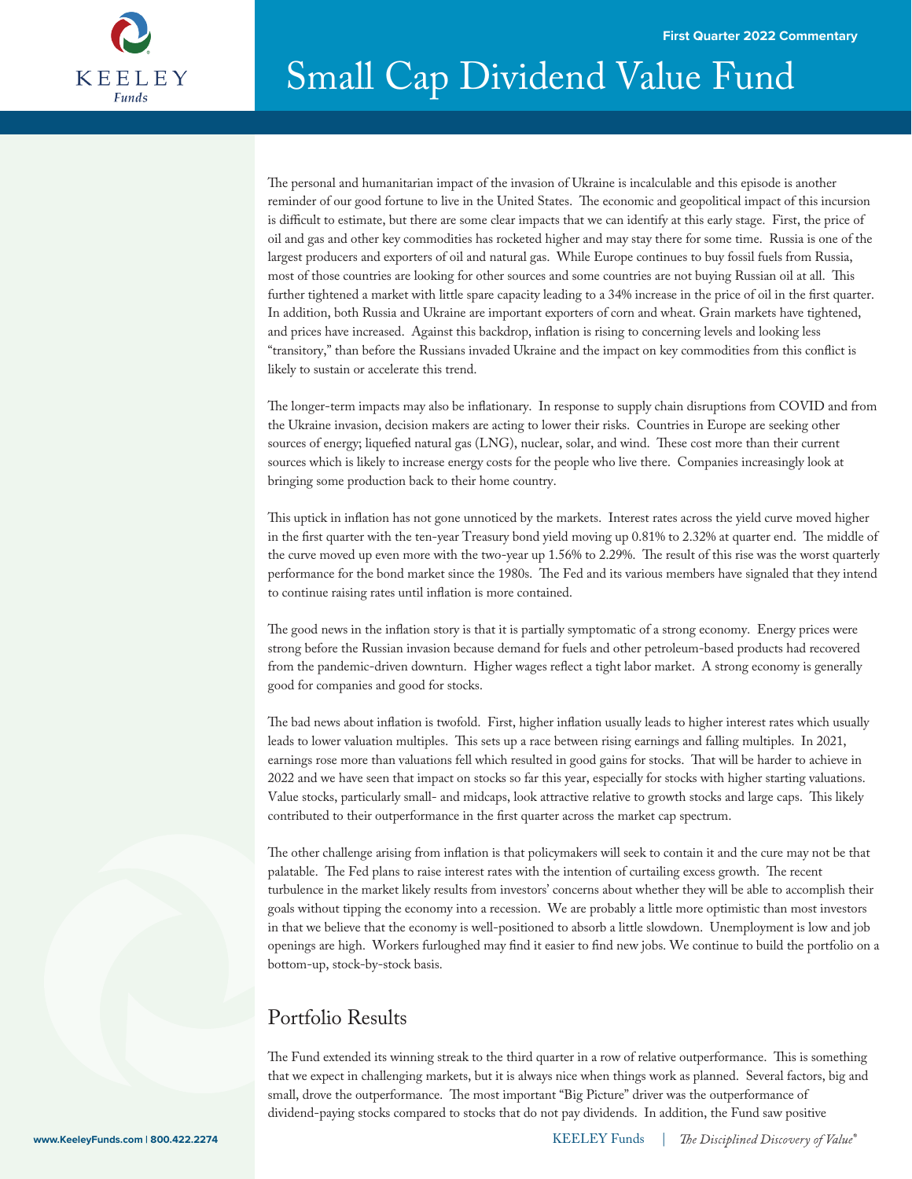# Small Cap Dividend Value Fund

First Quarter 2022 Commentary

The personal and humanitarian impact of the invasion of Ukraine is incalculable and this episode is another reminder of our good fortune to live in the United States. The economic and geopolitical impact of this incursion is difficult to estimate, but there are some clear impacts that we can identify at this early stage. First, the price of oil and gas and other key commodities has rocketed higher and may stay there for some time. Russia is one of the largest producers and exporters of oil and natural gas. While Europe continues to buy fossil fuels from Russia, most of those countries are looking for other sources and some countries are not buying Russian oil at all. This further tightened a market with little spare capacity leading to a 34% increase in the price of oil in the first quarter. In addition, both Russia and Ukraine are important exporters of corn and wheat. Grain markets have tightened, and prices have increased. Against this backdrop, inflation is rising to concerning levels and looking less "transitory," than before the Russians invaded Ukraine and the impact on key commodities from this conflict is likely to sustain or accelerate this trend.

The longer-term impacts may also be inflationary. In response to supply chain disruptions from COVID and from the Ukraine invasion, decision makers are acting to lower their risks. Countries in Europe are seeking other sources of energy; liquefied natural gas (LNG), nuclear, solar, and wind. These cost more than their current sources which is likely to increase energy costs for the people who live there. Companies increasingly look at bringing some production back to their home country.

This uptick in inflation has not gone unnoticed by the markets. Interest rates across the yield curve moved higher in the first quarter with the ten-year Treasury bond yield moving up 0.81% to 2.32% at quarter end. The middle of the curve moved up even more with the two-year up 1.56% to 2.29%. The result of this rise was the worst quarterly performance for the bond market since the 1980s. The Fed and its various members have signaled that they intend to continue raising rates until inflation is more contained.

The good news in the inflation story is that it is partially symptomatic of a strong economy. Energy prices were strong before the Russian invasion because demand for fuels and other petroleum-based products had recovered from the pandemic-driven downturn. Higher wages reflect a tight labor market. A strong economy is generally good for companies and good for stocks.

The bad news about inflation is twofold. First, higher inflation usually leads to higher interest rates which usually leads to lower valuation multiples. This sets up a race between rising earnings and falling multiples. In 2021, earnings rose more than valuations fell which resulted in good gains for stocks. That will be harder to achieve in 2022 and we have seen that impact on stocks so far this year, especially for stocks with higher starting valuations. Value stocks, particularly small- and midcaps, look attractive relative to growth stocks and large caps. This likely contributed to their outperformance in the first quarter across the market cap spectrum.

The other challenge arising from inflation is that policymakers will seek to contain it and the cure may not be that palatable. The Fed plans to raise interest rates with the intention of curtailing excess growth. The recent turbulence in the market likely results from investors' concerns about whether they will be able to accomplish their goals without tipping the economy into a recession. We are probably a little more optimistic than most investors in that we believe that the economy is well-positioned to absorb a little slowdown. Unemployment is low and job openings are high. Workers furloughed may find it easier to find new jobs. We continue to build the portfolio on a bottom-up, stock-by-stock basis.

## Portfolio Results

The Fund extended its winning streak to the third quarter in a row of relative outperformance. This is something that we expect in challenging markets, but it is always nice when things work as planned. Several factors, big and small, drove the outperformance. The most important "Big Picture" driver was the outperformance of dividend-paying stocks compared to stocks that do not pay dividends. In addition, the Fund saw positive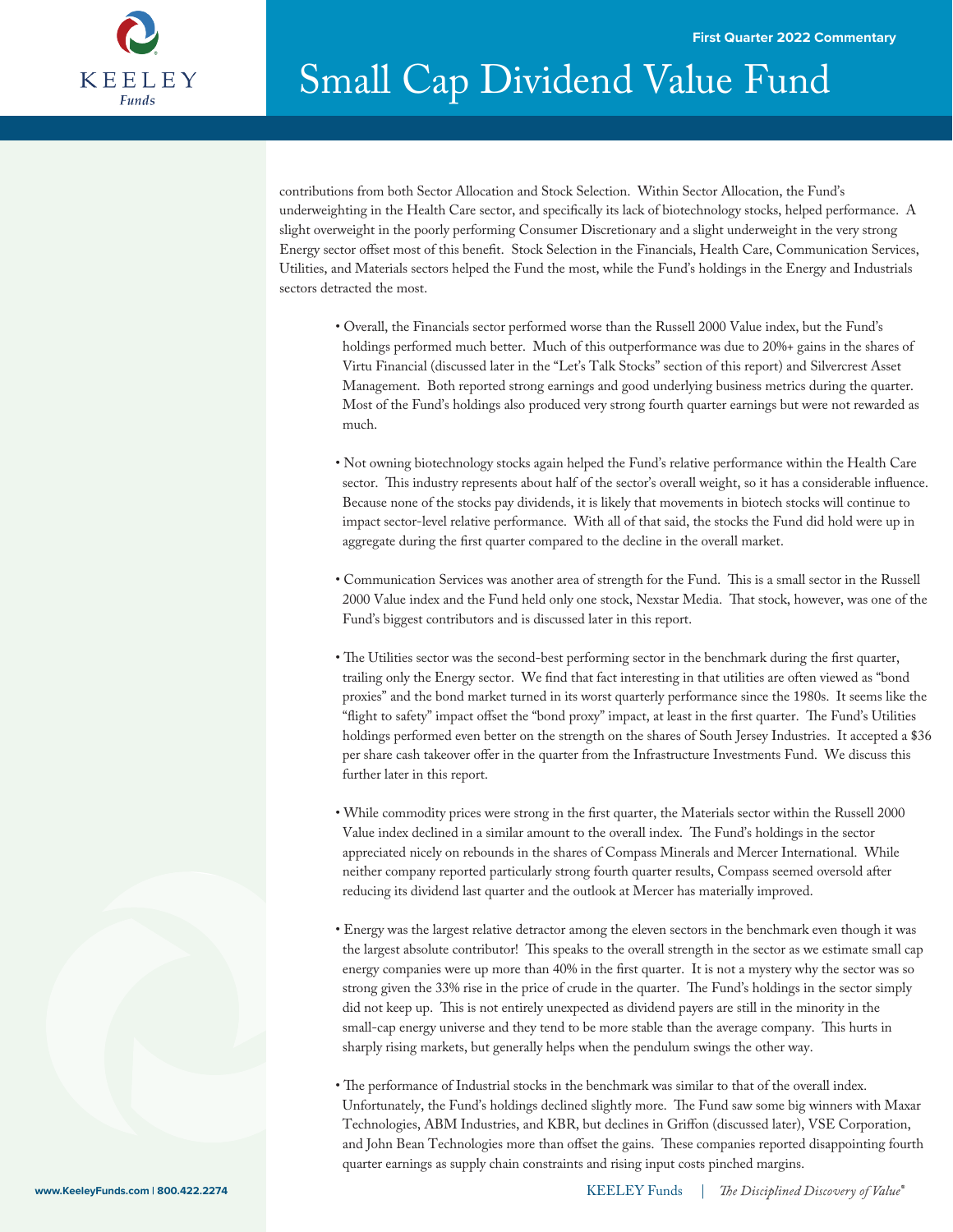contributions from both Sector Allocation and Stock Selection. Within Sector Allocation, the Fund's underweighting in the Health Care sector, and specifically its lack of biotechnology stocks, helped performance. A slight overweight in the poorly performing Consumer Discretionary and a slight underweight in the very strong Energy sector offset most of this benefit. Stock Selection in the Financials, Health Care, Communication Services, Utilities, and Materials sectors helped the Fund the most, while the Fund's holdings in the Energy and Industrials sectors detracted the most.

- Overall, the Financials sector performed worse than the Russell 2000 Value index, but the Fund's holdings performed much better. Much of this outperformance was due to 20%+ gains in the shares of Virtu Financial (discussed later in the "Let's Talk Stocks" section of this report) and Silvercrest Asset Management. Both reported strong earnings and good underlying business metrics during the quarter. Most of the Fund's holdings also produced very strong fourth quarter earnings but were not rewarded as much.

- Not owning biotechnology stocks again helped the Fund's relative performance within the Health Care sector. This industry represents about half of the sector's overall weight, so it has a considerable influence. Because none of the stocks pay dividends, it is likely that movements in biotech stocks will continue to impact sector-level relative performance. With all of that said, the stocks the Fund did hold were up in aggregate during the first quarter compared to the decline in the overall market.

- Communication Services was another area of strength for the Fund. This is a small sector in the Russell 2000 Value index and the Fund held only one stock, Nexstar Media. That stock, however, was one of the Fund's biggest contributors and is discussed later in this report.

- The Utilities sector was the second-best performing sector in the benchmark during the first quarter, trailing only the Energy sector. We find that fact interesting in that utilities are often viewed as "bond proxies" and the bond market turned in its worst quarterly performance since the 1980s. It seems like the "flight to safety" impact offset the "bond proxy" impact, at least in the first quarter. The Fund's Utilities holdings performed even better on the strength on the shares of South Jersey Industries. It accepted a $36 per share cash takeover offer in the quarter from the Infrastructure Investments Fund. We discuss this further later in this report.

- While commodity prices were strong in the first quarter, the Materials sector within the Russell 2000 Value index declined in a similar amount to the overall index. The Fund's holdings in the sector appreciated nicely on rebounds in the shares of Compass Minerals and Mercer International. While neither company reported particularly strong fourth quarter results, Compass seemed oversold after reducing its dividend last quarter and the outlook at Mercer has materially improved.

- Energy was the largest relative detractor among the eleven sectors in the benchmark even though it was the largest absolute contributor! This speaks to the overall strength in the sector as we estimate small cap energy companies were up more than 40% in the first quarter. It is not a mystery why the sector was so strong given the 33% rise in the price of crude in the quarter. The Fund's holdings in the sector simply did not keep up. This is not entirely unexpected as dividend payers are still in the minority in the small-cap energy universe and they tend to be more stable than the average company. This hurts in sharply rising markets, but generally helps when the pendulum swings the other way.

- The performance of Industrial stocks in the benchmark was similar to that of the overall index. Unfortunately, the Fund's holdings declined slightly more. The Fund saw some big winners with Maxar Technologies, ABM Industries, and KBR, but declines in Griffon (discussed later), VSE Corporation, and John Bean Technologies more than offset the gains. These companies reported disappointing fourth quarter earnings as supply chain constraints and rising input costs pinched margins.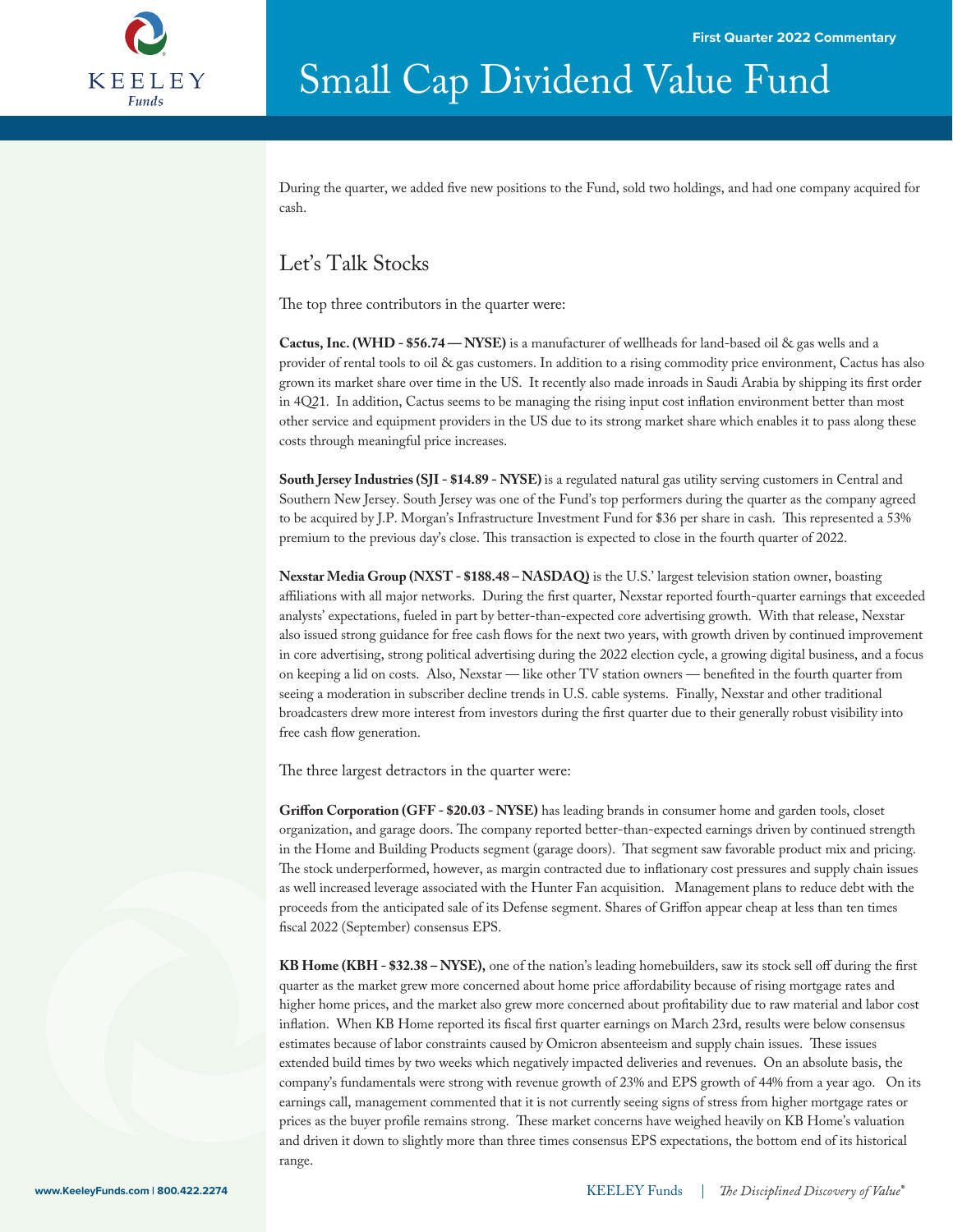# Small Cap Dividend Value Fund

First Quarter 2022 Commentary

During the quarter, we added five new positions to the Fund, sold two holdings, and had one company acquired for cash.

## Let's Talk Stocks

The top three contributors in the quarter were:

**Cactus, Inc. (WHD - $56.74 — NYSE)** is a manufacturer of wellheads for land-based oil & gas wells and a provider of rental tools to oil & gas customers. In addition to a rising commodity price environment, Cactus has also grown its market share over time in the US. It recently also made inroads in Saudi Arabia by shipping its first order in 4Q21. In addition, Cactus seems to be managing the rising input cost inflation environment better than most other service and equipment providers in the US due to its strong market share which enables it to pass along these costs through meaningful price increases.

**South Jersey Industries (SJI - $14.89 - NYSE)** is a regulated natural gas utility serving customers in Central and Southern New Jersey. South Jersey was one of the Fund's top performers during the quarter as the company agreed to be acquired by J.P. Morgan's Infrastructure Investment Fund for $36 per share in cash. This represented a 53% premium to the previous day's close. This transaction is expected to close in the fourth quarter of 2022.

**Nexstar Media Group (NXST - $188.48 – NASDAQ)** is the U.S.' largest television station owner, boasting affiliations with all major networks. During the first quarter, Nexstar reported fourth-quarter earnings that exceeded analysts' expectations, fueled in part by better-than-expected core advertising growth. With that release, Nexstar also issued strong guidance for free cash flows for the next two years, with growth driven by continued improvement in core advertising, strong political advertising during the 2022 election cycle, a growing digital business, and a focus on keeping a lid on costs. Also, Nexstar — like other TV station owners — benefited in the fourth quarter from seeing a moderation in subscriber decline trends in U.S. cable systems. Finally, Nexstar and other traditional broadcasters drew more interest from investors during the first quarter due to their generally robust visibility into free cash flow generation.

The three largest detractors in the quarter were:

**Griffon Corporation (GFF - $20.03 - NYSE)** has leading brands in consumer home and garden tools, closet organization, and garage doors. The company reported better-than-expected earnings driven by continued strength in the Home and Building Products segment (garage doors). That segment saw favorable product mix and pricing. The stock underperformed, however, as margin contracted due to inflationary cost pressures and supply chain issues as well increased leverage associated with the Hunter Fan acquisition. Management plans to reduce debt with the proceeds from the anticipated sale of its Defense segment. Shares of Griffon appear cheap at less than ten times fiscal 2022 (September) consensus EPS.

**KB Home (KBH - $32.38 – NYSE),** one of the nation's leading homebuilders, saw its stock sell off during the first quarter as the market grew more concerned about home price affordability because of rising mortgage rates and higher home prices, and the market also grew more concerned about profitability due to raw material and labor cost inflation. When KB Home reported its fiscal first quarter earnings on March 23rd, results were below consensus estimates because of labor constraints caused by Omicron absenteeism and supply chain issues. These issues extended build times by two weeks which negatively impacted deliveries and revenues. On an absolute basis, the company's fundamentals were strong with revenue growth of 23% and EPS growth of 44% from a year ago. On its earnings call, management commented that it is not currently seeing signs of stress from higher mortgage rates or prices as the buyer profile remains strong. These market concerns have weighed heavily on KB Home's valuation and driven it down to slightly more than three times consensus EPS expectations, the bottom end of its historical range.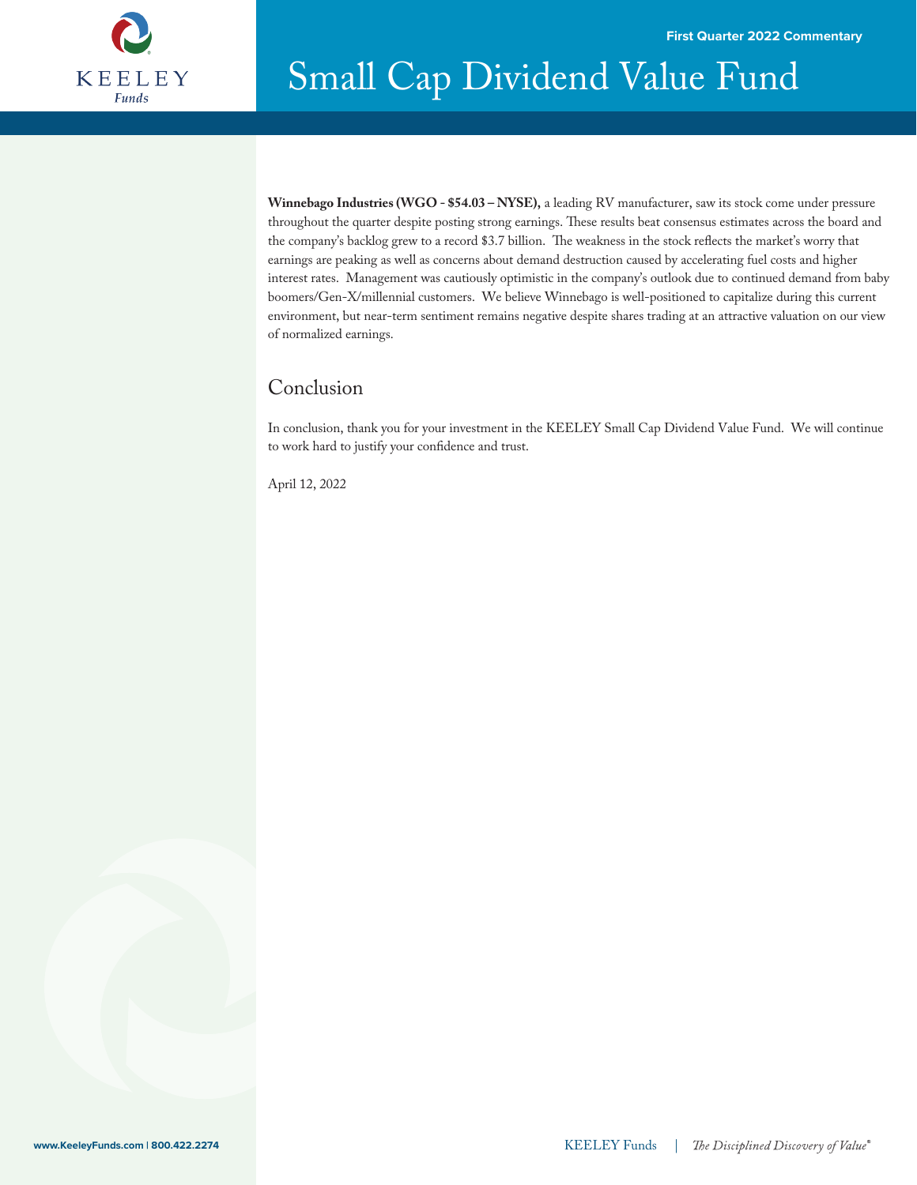**Winnebago Industries (WGO - $54.03 – NYSE),** a leading RV manufacturer, saw its stock come under pressure throughout the quarter despite posting strong earnings. These results beat consensus estimates across the board and the company's backlog grew to a record $3.7 billion. The weakness in the stock reflects the market's worry that earnings are peaking as well as concerns about demand destruction caused by accelerating fuel costs and higher interest rates. Management was cautiously optimistic in the company's outlook due to continued demand from baby boomers/Gen-X/millennial customers. We believe Winnebago is well-positioned to capitalize during this current environment, but near-term sentiment remains negative despite shares trading at an attractive valuation on our view of normalized earnings.

## Conclusion

In conclusion, thank you for your investment in the KEELEY Small Cap Dividend Value Fund. We will continue to work hard to justify your confidence and trust.

April 12, 2022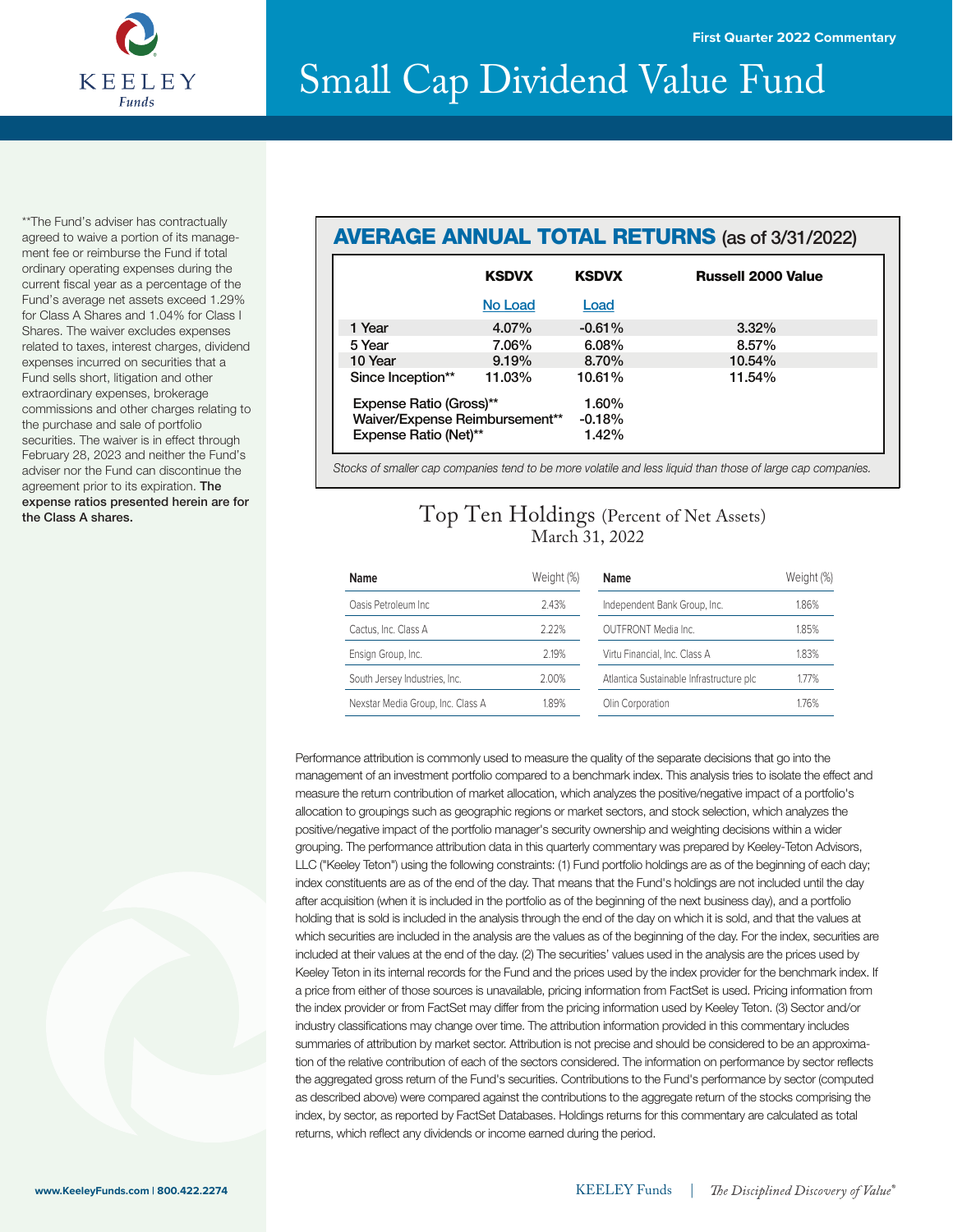KEELEY Funds

First Quarter 2022 Commentary

# Small Cap Dividend Value Fund

**The Fund's adviser has contractually agreed to waive a portion of its management fee or reimburse the Fund if total ordinary operating expenses during the current fiscal year as a percentage of the Fund's average net assets exceed 1.29% for Class A Shares and 1.04% for Class I Shares. The waiver excludes expenses related to taxes, interest charges, dividend expenses incurred on securities that a Fund sells short, litigation and other extraordinary expenses, brokerage commissions and other charges relating to the purchase and sale of portfolio securities. The waiver is in effect through February 28, 2023 and neither the Fund's adviser nor the Fund can discontinue the agreement prior to its expiration. **The expense ratios presented herein are for the Class A shares.**

## AVERAGE ANNUAL TOTAL RETURNS (as of 3/31/2022)

| | KSDVX No Load | KSDVX Load | Russell 2000 Value |
|---|---|---|---|
| 1 Year | 4.07% | -0.61% | 3.32% |
| 5 Year | 7.06% | 6.08% | 8.57% |
| 10 Year | 9.19% | 8.70% | 10.54% |
| Since Inception** | 11.03% | 10.61% | 11.54% |

| | |
|---|---|
| Expense Ratio (Gross)** | 1.60% |
| Waiver/Expense Reimbursement** | -0.18% |
| Expense Ratio (Net)** | 1.42% |

*Stocks of smaller cap companies tend to be more volatile and less liquid than those of large cap companies.*

## Top Ten Holdings (Percent of Net Assets)
March 31, 2022

| Name | Weight (%) |
|---|---|
| Oasis Petroleum Inc | 2.43% |
| Cactus, Inc. Class A | 2.22% |
| Ensign Group, Inc. | 2.19% |
| South Jersey Industries, Inc. | 2.00% |
| Nexstar Media Group, Inc. Class A | 1.89% |
| Independent Bank Group, Inc. | 1.86% |
| OUTFRONT Media Inc. | 1.85% |
| Virtu Financial, Inc. Class A | 1.83% |
| Atlantica Sustainable Infrastructure plc | 1.77% |
| Olin Corporation | 1.76% |

Performance attribution is commonly used to measure the quality of the separate decisions that go into the management of an investment portfolio compared to a benchmark index. This analysis tries to isolate the effect and measure the return contribution of market allocation, which analyzes the positive/negative impact of a portfolio's allocation to groupings such as geographic regions or market sectors, and stock selection, which analyzes the positive/negative impact of the portfolio manager's security ownership and weighting decisions within a wider grouping. The performance attribution data in this quarterly commentary was prepared by Keeley-Teton Advisors, LLC ("Keeley Teton") using the following constraints: (1) Fund portfolio holdings are as of the beginning of each day; index constituents are as of the end of the day. That means that the Fund's holdings are not included until the day after acquisition (when it is included in the portfolio as of the beginning of the next business day), and a portfolio holding that is sold is included in the analysis through the end of the day on which it is sold, and that the values at which securities are included in the analysis are the values as of the beginning of the day. For the index, securities are included at their values at the end of the day. (2) The securities' values used in the analysis are the prices used by Keeley Teton in its internal records for the Fund and the prices used by the index provider for the benchmark index. If a price from either of those sources is unavailable, pricing information from FactSet is used. Pricing information from the index provider or from FactSet may differ from the pricing information used by Keeley Teton. (3) Sector and/or industry classifications may change over time. The attribution information provided in this commentary includes summaries of attribution by market sector. Attribution is not precise and should be considered to be an approximation of the relative contribution of each of the sectors considered. The information on performance by sector reflects the aggregated gross return of the Fund's securities. Contributions to the Fund's performance by sector (computed as described above) were compared against the contributions to the aggregate return of the stocks comprising the index, by sector, as reported by FactSet Databases. Holdings returns for this commentary are calculated as total returns, which reflect any dividends or income earned during the period.

www.KeeleyFunds.com | 800.422.2274

KEELEY Funds | *The Disciplined Discovery of Value®*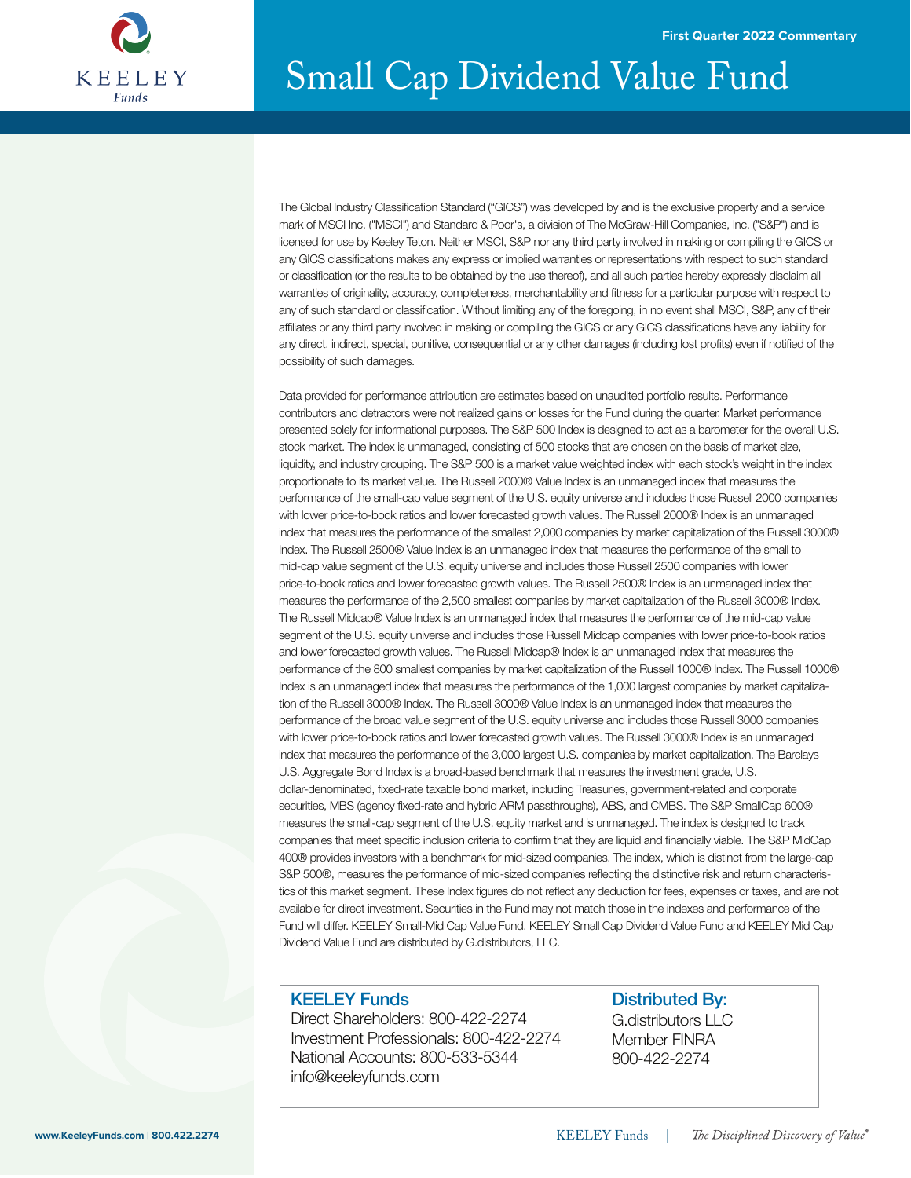The Global Industry Classification Standard ("GICS") was developed by and is the exclusive property and a service mark of MSCI Inc. ("MSCI") and Standard & Poor's, a division of The McGraw-Hill Companies, Inc. ("S&P") and is licensed for use by Keeley Teton. Neither MSCI, S&P nor any third party involved in making or compiling the GICS or any GICS classifications makes any express or implied warranties or representations with respect to such standard or classification (or the results to be obtained by the use thereof), and all such parties hereby expressly disclaim all warranties of originality, accuracy, completeness, merchantability and fitness for a particular purpose with respect to any of such standard or classification. Without limiting any of the foregoing, in no event shall MSCI, S&P, any of their affiliates or any third party involved in making or compiling the GICS or any GICS classifications have any liability for any direct, indirect, special, punitive, consequential or any other damages (including lost profits) even if notified of the possibility of such damages.

Data provided for performance attribution are estimates based on unaudited portfolio results. Performance contributors and detractors were not realized gains or losses for the Fund during the quarter. Market performance presented solely for informational purposes. The S&P 500 Index is designed to act as a barometer for the overall U.S. stock market. The index is unmanaged, consisting of 500 stocks that are chosen on the basis of market size, liquidity, and industry grouping. The S&P 500 is a market value weighted index with each stock's weight in the index proportionate to its market value. The Russell 2000® Value Index is an unmanaged index that measures the performance of the small-cap value segment of the U.S. equity universe and includes those Russell 2000 companies with lower price-to-book ratios and lower forecasted growth values. The Russell 2000® Index is an unmanaged index that measures the performance of the smallest 2,000 companies by market capitalization of the Russell 3000® Index. The Russell 2500® Value Index is an unmanaged index that measures the performance of the small to mid-cap value segment of the U.S. equity universe and includes those Russell 2500 companies with lower price-to-book ratios and lower forecasted growth values. The Russell 2500® Index is an unmanaged index that measures the performance of the 2,500 smallest companies by market capitalization of the Russell 3000® Index. The Russell Midcap® Value Index is an unmanaged index that measures the performance of the mid-cap value segment of the U.S. equity universe and includes those Russell Midcap companies with lower price-to-book ratios and lower forecasted growth values. The Russell Midcap® Index is an unmanaged index that measures the performance of the 800 smallest companies by market capitalization of the Russell 1000® Index. The Russell 1000® Index is an unmanaged index that measures the performance of the 1,000 largest companies by market capitalization of the Russell 3000® Index. The Russell 3000® Value Index is an unmanaged index that measures the performance of the broad value segment of the U.S. equity universe and includes those Russell 3000 companies with lower price-to-book ratios and lower forecasted growth values. The Russell 3000® Index is an unmanaged index that measures the performance of the 3,000 largest U.S. companies by market capitalization. The Barclays U.S. Aggregate Bond Index is a broad-based benchmark that measures the investment grade, U.S. dollar-denominated, fixed-rate taxable bond market, including Treasuries, government-related and corporate securities, MBS (agency fixed-rate and hybrid ARM passthroughs), ABS, and CMBS. The S&P SmallCap 600® measures the small-cap segment of the U.S. equity market and is unmanaged. The index is designed to track companies that meet specific inclusion criteria to confirm that they are liquid and financially viable. The S&P MidCap 400® provides investors with a benchmark for mid-sized companies. The index, which is distinct from the large-cap S&P 500®, measures the performance of mid-sized companies reflecting the distinctive risk and return characteristics of this market segment. These Index figures do not reflect any deduction for fees, expenses or taxes, and are not available for direct investment. Securities in the Fund may not match those in the indexes and performance of the Fund will differ. KEELEY Small-Mid Cap Value Fund, KEELEY Small Cap Dividend Value Fund and KEELEY Mid Cap Dividend Value Fund are distributed by G.distributors, LLC.

**KEELEY Funds**
Direct Shareholders: 800-422-2274
Investment Professionals: 800-422-2274
National Accounts: 800-533-5344
info@keeleyfunds.com

**Distributed By:**
G.distributors LLC
Member FINRA
800-422-2274